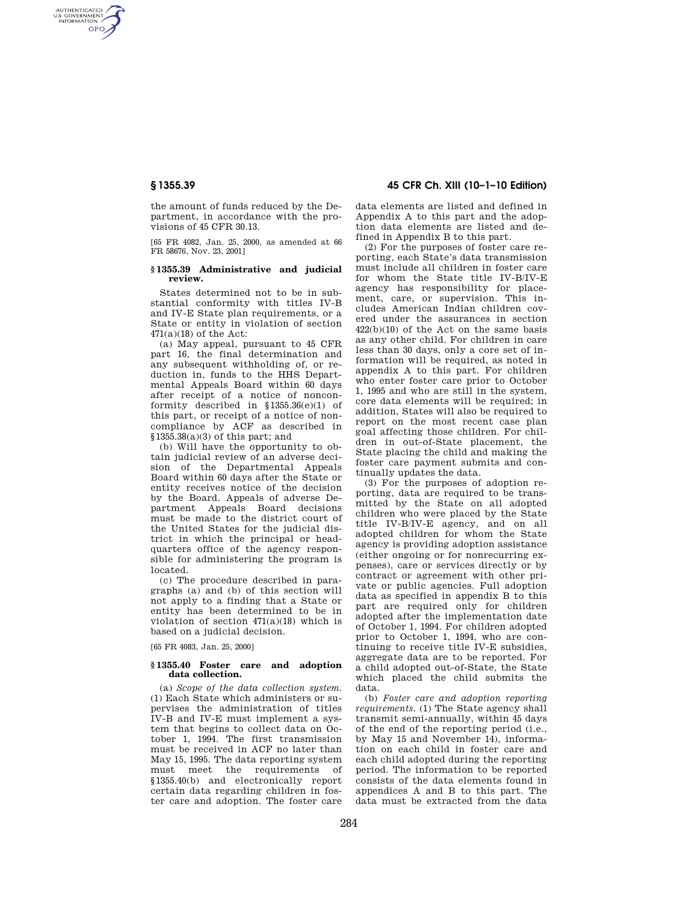the amount of funds reduced by the Department, in accordance with the provisions of 45 CFR 30.13.

[65 FR 4082, Jan. 25, 2000, as amended at 66 FR 58676, Nov. 23, 2001]

### § 1355.39 Administrative and judicial review.

States determined not to be in substantial conformity with titles IV-B and IV-E State plan requirements, or a State or entity in violation of section 471(a)(18) of the Act:

(a) May appeal, pursuant to 45 CFR part 16, the final determination and any subsequent withholding of, or reduction in, funds to the HHS Departmental Appeals Board within 60 days after receipt of a notice of nonconformity described in §1355.36(e)(1) of this part, or receipt of a notice of noncompliance by ACF as described in §1355.38(a)(3) of this part; and

(b) Will have the opportunity to obtain judicial review of an adverse decision of the Departmental Appeals Board within 60 days after the State or entity receives notice of the decision by the Board. Appeals of adverse Department Appeals Board decisions must be made to the district court of the United States for the judicial district in which the principal or headquarters office of the agency responsible for administering the program is located.

(c) The procedure described in paragraphs (a) and (b) of this section will not apply to a finding that a State or entity has been determined to be in violation of section 471(a)(18) which is based on a judicial decision.

[65 FR 4083, Jan. 25, 2000]

### § 1355.40 Foster care and adoption data collection.

(a) *Scope of the data collection system.* (1) Each State which administers or supervises the administration of titles IV-B and IV-E must implement a system that begins to collect data on October 1, 1994. The first transmission must be received in ACF no later than May 15, 1995. The data reporting system must meet the requirements of §1355.40(b) and electronically report certain data regarding children in foster care and adoption. The foster care data elements are listed and defined in Appendix A to this part and the adoption data elements are listed and defined in Appendix B to this part.

(2) For the purposes of foster care reporting, each State's data transmission must include all children in foster care for whom the State title IV-B/IV-E agency has responsibility for placement, care, or supervision. This includes American Indian children covered under the assurances in section 422(b)(10) of the Act on the same basis as any other child. For children in care less than 30 days, only a core set of information will be required, as noted in appendix A to this part. For children who enter foster care prior to October 1, 1995 and who are still in the system, core data elements will be required; in addition, States will also be required to report on the most recent case plan goal affecting those children. For children in out-of-State placement, the State placing the child and making the foster care payment submits and continually updates the data.

(3) For the purposes of adoption reporting, data are required to be transmitted by the State on all adopted children who were placed by the State title IV-B/IV-E agency, and on all adopted children for whom the State agency is providing adoption assistance (either ongoing or for nonrecurring expenses), care or services directly or by contract or agreement with other private or public agencies. Full adoption data as specified in appendix B to this part are required only for children adopted after the implementation date of October 1, 1994. For children adopted prior to October 1, 1994, who are continuing to receive title IV-E subsidies, aggregate data are to be reported. For a child adopted out-of-State, the State which placed the child submits the data.

(b) *Foster care and adoption reporting requirements.* (1) The State agency shall transmit semi-annually, within 45 days of the end of the reporting period (i.e., by May 15 and November 14), information on each child in foster care and each child adopted during the reporting period. The information to be reported consists of the data elements found in appendices A and B to this part. The data must be extracted from the data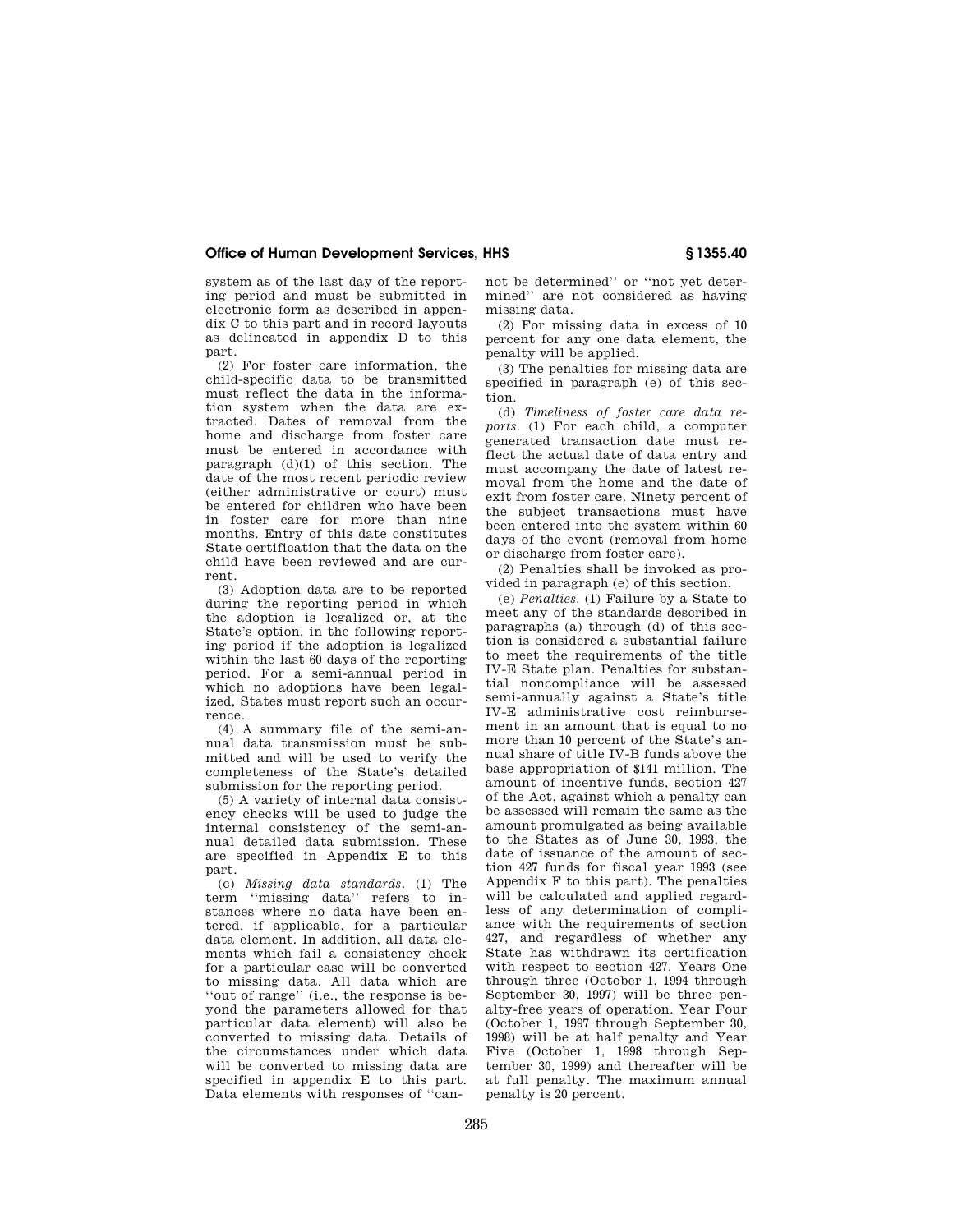system as of the last day of the reporting period and must be submitted in electronic form as described in appendix C to this part and in record layouts as delineated in appendix D to this part.

(2) For foster care information, the child-specific data to be transmitted must reflect the data in the information system when the data are extracted. Dates of removal from the home and discharge from foster care must be entered in accordance with paragraph (d)(1) of this section. The date of the most recent periodic review (either administrative or court) must be entered for children who have been in foster care for more than nine months. Entry of this date constitutes State certification that the data on the child have been reviewed and are current.

(3) Adoption data are to be reported during the reporting period in which the adoption is legalized or, at the State's option, in the following reporting period if the adoption is legalized within the last 60 days of the reporting period. For a semi-annual period in which no adoptions have been legalized, States must report such an occurrence.

(4) A summary file of the semi-annual data transmission must be submitted and will be used to verify the completeness of the State's detailed submission for the reporting period.

(5) A variety of internal data consistency checks will be used to judge the internal consistency of the semi-annual detailed data submission. These are specified in Appendix E to this part.

(c) *Missing data standards.* (1) The term "missing data" refers to instances where no data have been entered, if applicable, for a particular data element. In addition, all data elements which fail a consistency check for a particular case will be converted to missing data. All data which are "out of range" (i.e., the response is beyond the parameters allowed for that particular data element) will also be converted to missing data. Details of the circumstances under which data will be converted to missing data are specified in appendix E to this part. Data elements with responses of "cannot be determined" or "not yet determined" are not considered as having missing data.

(2) For missing data in excess of 10 percent for any one data element, the penalty will be applied.

(3) The penalties for missing data are specified in paragraph (e) of this section.

(d) *Timeliness of foster care data reports.* (1) For each child, a computer generated transaction date must reflect the actual date of data entry and must accompany the date of latest removal from the home and the date of exit from foster care. Ninety percent of the subject transactions must have been entered into the system within 60 days of the event (removal from home or discharge from foster care).

(2) Penalties shall be invoked as provided in paragraph (e) of this section.

(e) *Penalties.* (1) Failure by a State to meet any of the standards described in paragraphs (a) through (d) of this section is considered a substantial failure to meet the requirements of the title IV-E State plan. Penalties for substantial noncompliance will be assessed semi-annually against a State's title IV-E administrative cost reimbursement in an amount that is equal to no more than 10 percent of the State's annual share of title IV-B funds above the base appropriation of $141 million. The amount of incentive funds, section 427 of the Act, against which a penalty can be assessed will remain the same as the amount promulgated as being available to the States as of June 30, 1993, the date of issuance of the amount of section 427 funds for fiscal year 1993 (see Appendix F to this part). The penalties will be calculated and applied regardless of any determination of compliance with the requirements of section 427, and regardless of whether any State has withdrawn its certification with respect to section 427. Years One through three (October 1, 1994 through September 30, 1997) will be three penalty-free years of operation. Year Four (October 1, 1997 through September 30, 1998) will be at half penalty and Year Five (October 1, 1998 through September 30, 1999) and thereafter will be at full penalty. The maximum annual penalty is 20 percent.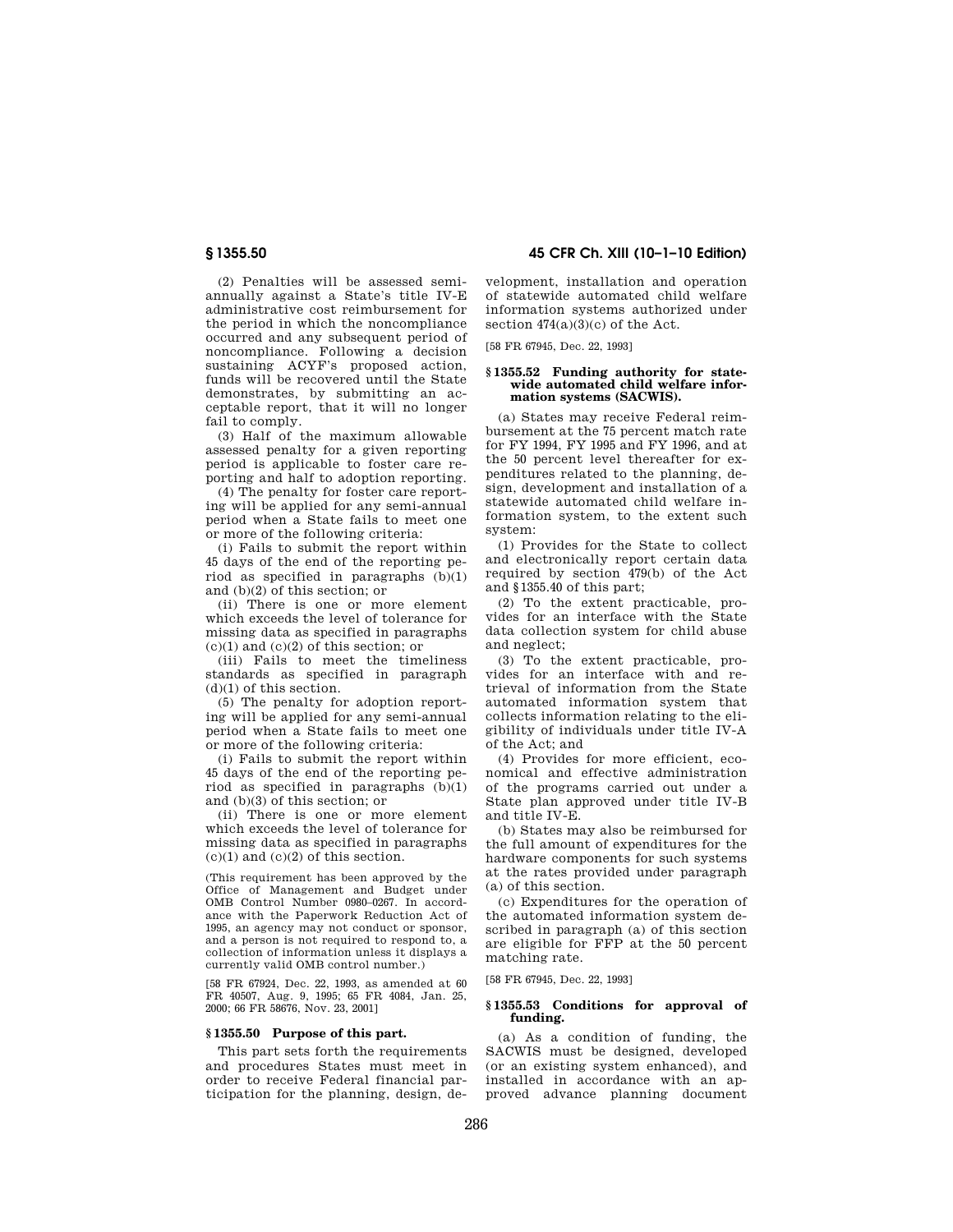(2) Penalties will be assessed semi-annually against a State's title IV-E administrative cost reimbursement for the period in which the noncompliance occurred and any subsequent period of noncompliance. Following a decision sustaining ACYF's proposed action, funds will be recovered until the State demonstrates, by submitting an acceptable report, that it will no longer fail to comply.

(3) Half of the maximum allowable assessed penalty for a given reporting period is applicable to foster care reporting and half to adoption reporting.

(4) The penalty for foster care reporting will be applied for any semi-annual period when a State fails to meet one or more of the following criteria:

(i) Fails to submit the report within 45 days of the end of the reporting period as specified in paragraphs (b)(1) and (b)(2) of this section; or

(ii) There is one or more element which exceeds the level of tolerance for missing data as specified in paragraphs (c)(1) and (c)(2) of this section; or

(iii) Fails to meet the timeliness standards as specified in paragraph (d)(1) of this section.

(5) The penalty for adoption reporting will be applied for any semi-annual period when a State fails to meet one or more of the following criteria:

(i) Fails to submit the report within 45 days of the end of the reporting period as specified in paragraphs (b)(1) and (b)(3) of this section; or

(ii) There is one or more element which exceeds the level of tolerance for missing data as specified in paragraphs (c)(1) and (c)(2) of this section.

(This requirement has been approved by the Office of Management and Budget under OMB Control Number 0980–0267. In accordance with the Paperwork Reduction Act of 1995, an agency may not conduct or sponsor, and a person is not required to respond to, a collection of information unless it displays a currently valid OMB control number.)

[58 FR 67924, Dec. 22, 1993, as amended at 60 FR 40507, Aug. 9, 1995; 65 FR 4084, Jan. 25, 2000; 66 FR 58676, Nov. 23, 2001]

## § 1355.50 Purpose of this part.

This part sets forth the requirements and procedures States must meet in order to receive Federal financial participation for the planning, design, development, installation and operation of statewide automated child welfare information systems authorized under section 474(a)(3)(c) of the Act.

[58 FR 67945, Dec. 22, 1993]

## § 1355.52 Funding authority for statewide automated child welfare information systems (SACWIS).

(a) States may receive Federal reimbursement at the 75 percent match rate for FY 1994, FY 1995 and FY 1996, and at the 50 percent level thereafter for expenditures related to the planning, design, development and installation of a statewide automated child welfare information system, to the extent such system:

(1) Provides for the State to collect and electronically report certain data required by section 479(b) of the Act and § 1355.40 of this part;

(2) To the extent practicable, provides for an interface with the State data collection system for child abuse and neglect;

(3) To the extent practicable, provides for an interface with and retrieval of information from the State automated information system that collects information relating to the eligibility of individuals under title IV-A of the Act; and

(4) Provides for more efficient, economical and effective administration of the programs carried out under a State plan approved under title IV-B and title IV-E.

(b) States may also be reimbursed for the full amount of expenditures for the hardware components for such systems at the rates provided under paragraph (a) of this section.

(c) Expenditures for the operation of the automated information system described in paragraph (a) of this section are eligible for FFP at the 50 percent matching rate.

[58 FR 67945, Dec. 22, 1993]

## § 1355.53 Conditions for approval of funding.

(a) As a condition of funding, the SACWIS must be designed, developed (or an existing system enhanced), and installed in accordance with an approved advance planning document